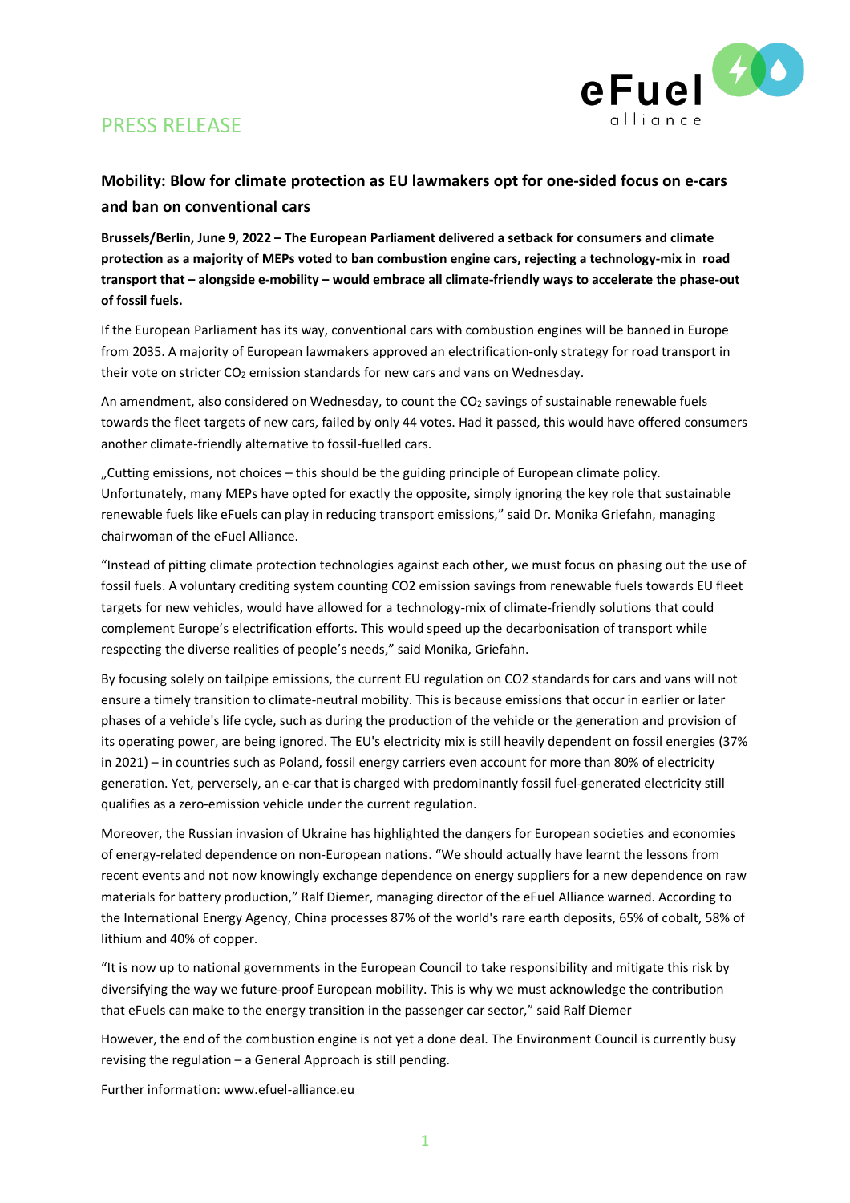# PRESS RELEASE

## Mobility: Blow for climate protection as EU lawmakers opt for one-sided focus on e-cars and ban on conventional cars

**Brussels/Berlin, June 9, 2022 – The European Parliament delivered a setback for consumers and climate protection as a majority of MEPs voted to ban combustion engine cars, rejecting a technology-mix in road transport that – alongside e-mobility – would embrace all climate-friendly ways to accelerate the phase-out of fossil fuels.**

If the European Parliament has its way, conventional cars with combustion engines will be banned in Europe from 2035. A majority of European lawmakers approved an electrification-only strategy for road transport in their vote on stricter $CO_2$ emission standards for new cars and vans on Wednesday.

An amendment, also considered on Wednesday, to count the $CO_2$ savings of sustainable renewable fuels towards the fleet targets of new cars, failed by only 44 votes. Had it passed, this would have offered consumers another climate-friendly alternative to fossil-fuelled cars.

„Cutting emissions, not choices – this should be the guiding principle of European climate policy. Unfortunately, many MEPs have opted for exactly the opposite, simply ignoring the key role that sustainable renewable fuels like eFuels can play in reducing transport emissions," said Dr. Monika Griefahn, managing chairwoman of the eFuel Alliance.

"Instead of pitting climate protection technologies against each other, we must focus on phasing out the use of fossil fuels. A voluntary crediting system counting CO2 emission savings from renewable fuels towards EU fleet targets for new vehicles, would have allowed for a technology-mix of climate-friendly solutions that could complement Europe's electrification efforts. This would speed up the decarbonisation of transport while respecting the diverse realities of people's needs," said Monika, Griefahn.

By focusing solely on tailpipe emissions, the current EU regulation on CO2 standards for cars and vans will not ensure a timely transition to climate-neutral mobility. This is because emissions that occur in earlier or later phases of a vehicle's life cycle, such as during the production of the vehicle or the generation and provision of its operating power, are being ignored. The EU's electricity mix is still heavily dependent on fossil energies (37% in 2021) – in countries such as Poland, fossil energy carriers even account for more than 80% of electricity generation. Yet, perversely, an e-car that is charged with predominantly fossil fuel-generated electricity still qualifies as a zero-emission vehicle under the current regulation.

Moreover, the Russian invasion of Ukraine has highlighted the dangers for European societies and economies of energy-related dependence on non-European nations. "We should actually have learnt the lessons from recent events and not now knowingly exchange dependence on energy suppliers for a new dependence on raw materials for battery production," Ralf Diemer, managing director of the eFuel Alliance warned. According to the International Energy Agency, China processes 87% of the world's rare earth deposits, 65% of cobalt, 58% of lithium and 40% of copper.

"It is now up to national governments in the European Council to take responsibility and mitigate this risk by diversifying the way we future-proof European mobility. This is why we must acknowledge the contribution that eFuels can make to the energy transition in the passenger car sector," said Ralf Diemer

However, the end of the combustion engine is not yet a done deal. The Environment Council is currently busy revising the regulation – a General Approach is still pending.

Further information: www.efuel-alliance.eu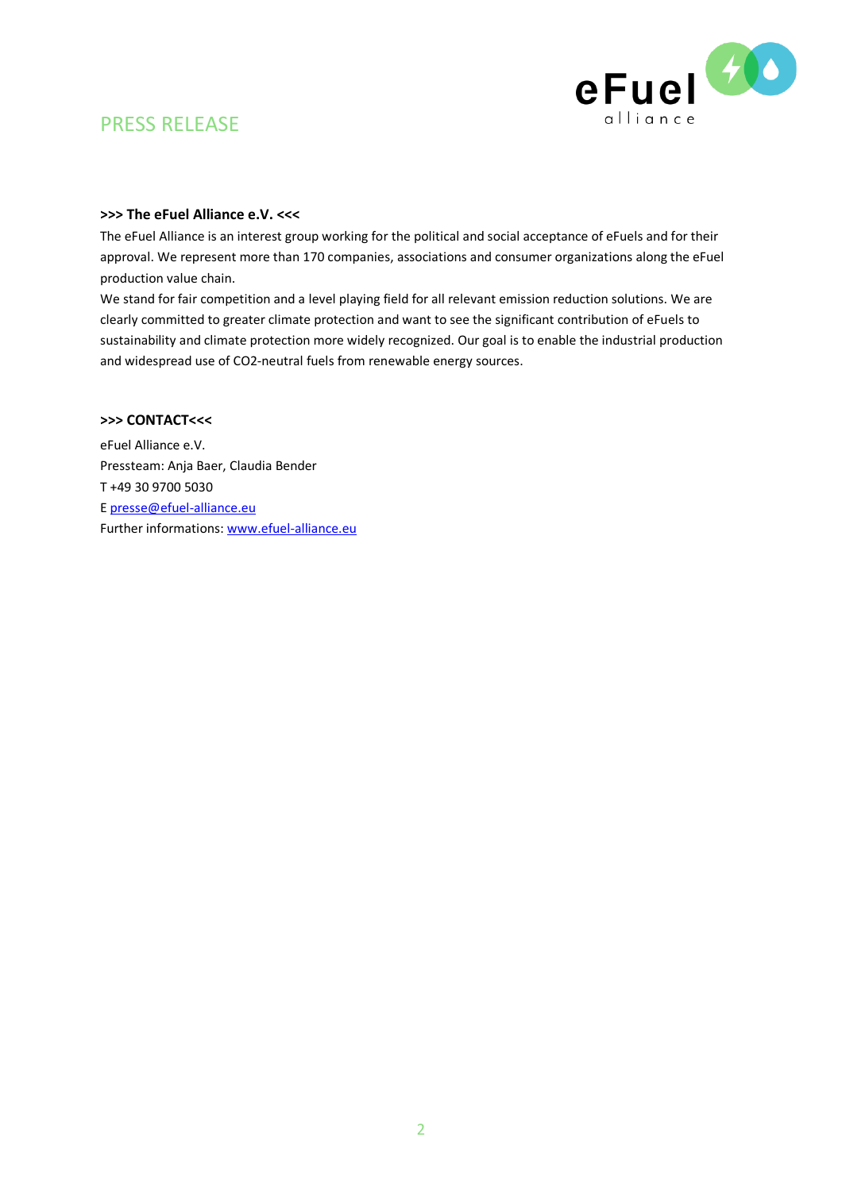**>>> The eFuel Alliance e.V. <<<**

The eFuel Alliance is an interest group working for the political and social acceptance of eFuels and for their approval. We represent more than 170 companies, associations and consumer organizations along the eFuel production value chain.

We stand for fair competition and a level playing field for all relevant emission reduction solutions. We are clearly committed to greater climate protection and want to see the significant contribution of eFuels to sustainability and climate protection more widely recognized. Our goal is to enable the industrial production and widespread use of CO2-neutral fuels from renewable energy sources.

**>>> CONTACT<<<**

eFuel Alliance e.V.
Pressteam: Anja Baer, Claudia Bender
T +49 30 9700 5030
E presse@efuel-alliance.eu
Further informations: www.efuel-alliance.eu